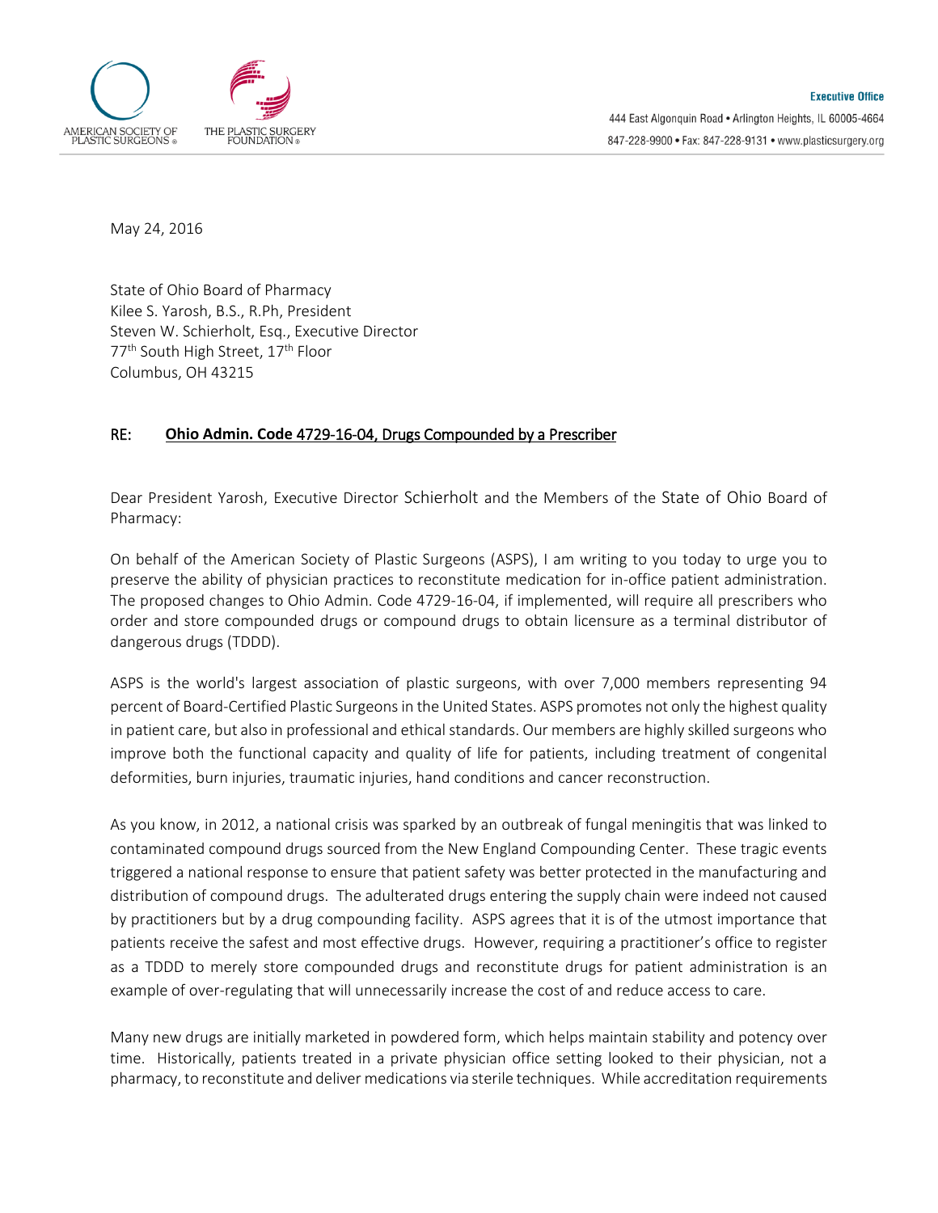AMERICAN SOCIETY OF PLASTIC SURGEONS®

THE PLASTIC SURGERY FOUNDATION®

**Executive Office**

444 East Algonquin Road • Arlington Heights, IL 60005-4664

847-228-9900 • Fax: 847-228-9131 • www.plasticsurgery.org

May 24, 2016

State of Ohio Board of Pharmacy
Kilee S. Yarosh, B.S., R.Ph, President
Steven W. Schierholt, Esq., Executive Director
77th South High Street, 17th Floor
Columbus, OH 43215

RE: **Ohio Admin. Code 4729-16-04, Drugs Compounded by a Prescriber**

Dear President Yarosh, Executive Director Schierholt and the Members of the State of Ohio Board of Pharmacy:

On behalf of the American Society of Plastic Surgeons (ASPS), I am writing to you today to urge you to preserve the ability of physician practices to reconstitute medication for in-office patient administration. The proposed changes to Ohio Admin. Code 4729-16-04, if implemented, will require all prescribers who order and store compounded drugs or compound drugs to obtain licensure as a terminal distributor of dangerous drugs (TDDD).

ASPS is the world's largest association of plastic surgeons, with over 7,000 members representing 94 percent of Board-Certified Plastic Surgeons in the United States. ASPS promotes not only the highest quality in patient care, but also in professional and ethical standards. Our members are highly skilled surgeons who improve both the functional capacity and quality of life for patients, including treatment of congenital deformities, burn injuries, traumatic injuries, hand conditions and cancer reconstruction.

As you know, in 2012, a national crisis was sparked by an outbreak of fungal meningitis that was linked to contaminated compound drugs sourced from the New England Compounding Center. These tragic events triggered a national response to ensure that patient safety was better protected in the manufacturing and distribution of compound drugs. The adulterated drugs entering the supply chain were indeed not caused by practitioners but by a drug compounding facility. ASPS agrees that it is of the utmost importance that patients receive the safest and most effective drugs. However, requiring a practitioner's office to register as a TDDD to merely store compounded drugs and reconstitute drugs for patient administration is an example of over-regulating that will unnecessarily increase the cost of and reduce access to care.

Many new drugs are initially marketed in powdered form, which helps maintain stability and potency over time. Historically, patients treated in a private physician office setting looked to their physician, not a pharmacy, to reconstitute and deliver medications via sterile techniques. While accreditation requirements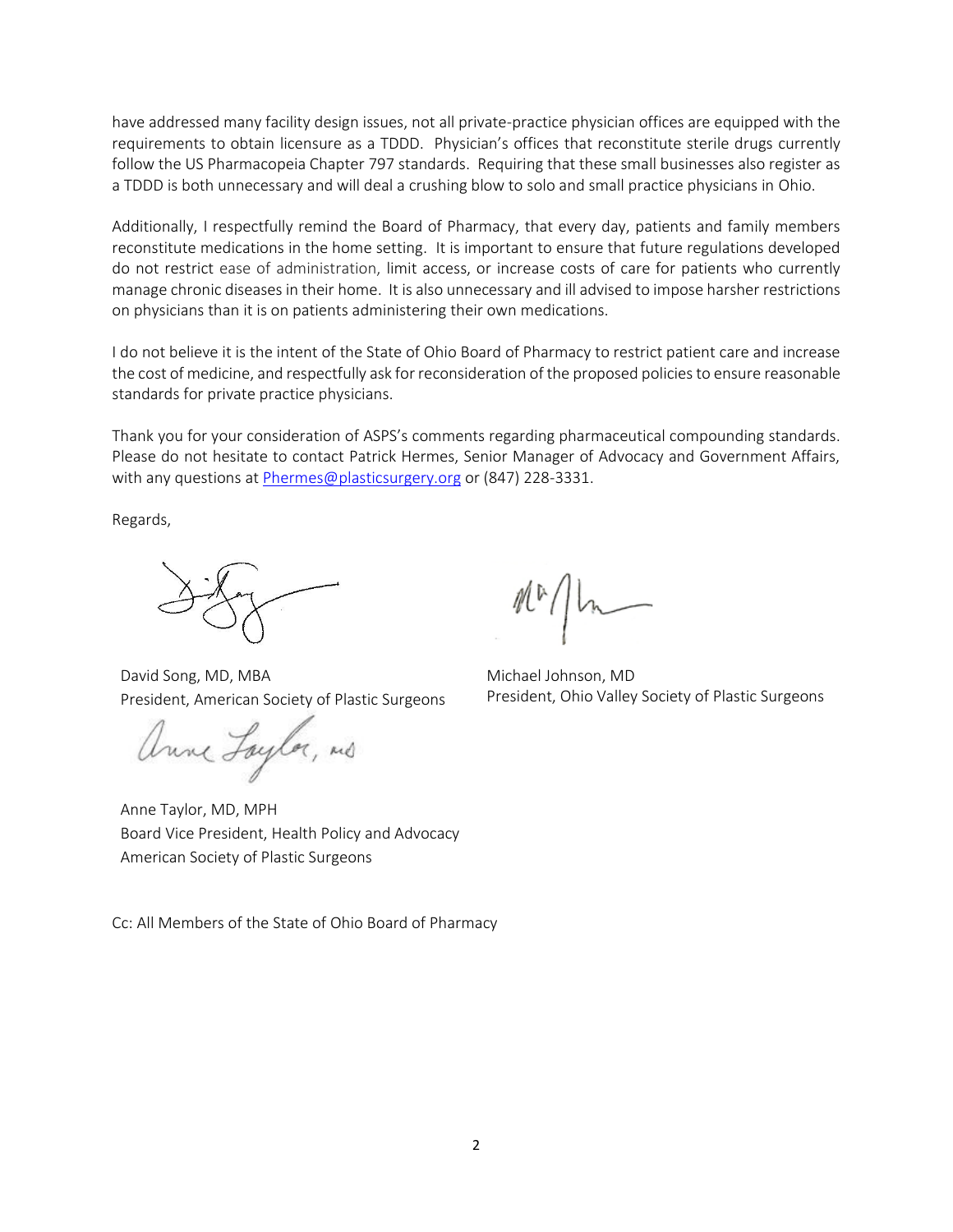have addressed many facility design issues, not all private-practice physician offices are equipped with the requirements to obtain licensure as a TDDD. Physician's offices that reconstitute sterile drugs currently follow the US Pharmacopeia Chapter 797 standards. Requiring that these small businesses also register as a TDDD is both unnecessary and will deal a crushing blow to solo and small practice physicians in Ohio.

Additionally, I respectfully remind the Board of Pharmacy, that every day, patients and family members reconstitute medications in the home setting. It is important to ensure that future regulations developed do not restrict ease of administration, limit access, or increase costs of care for patients who currently manage chronic diseases in their home. It is also unnecessary and ill advised to impose harsher restrictions on physicians than it is on patients administering their own medications.

I do not believe it is the intent of the State of Ohio Board of Pharmacy to restrict patient care and increase the cost of medicine, and respectfully ask for reconsideration of the proposed policies to ensure reasonable standards for private practice physicians.

Thank you for your consideration of ASPS's comments regarding pharmaceutical compounding standards. Please do not hesitate to contact Patrick Hermes, Senior Manager of Advocacy and Government Affairs, with any questions at Phermes@plasticsurgery.org or (847) 228-3331.

Regards,

David Song, MD, MBA
President, American Society of Plastic Surgeons

Michael Johnson, MD
President, Ohio Valley Society of Plastic Surgeons

Anne Taylor, MD, MPH
Board Vice President, Health Policy and Advocacy
American Society of Plastic Surgeons

Cc: All Members of the State of Ohio Board of Pharmacy